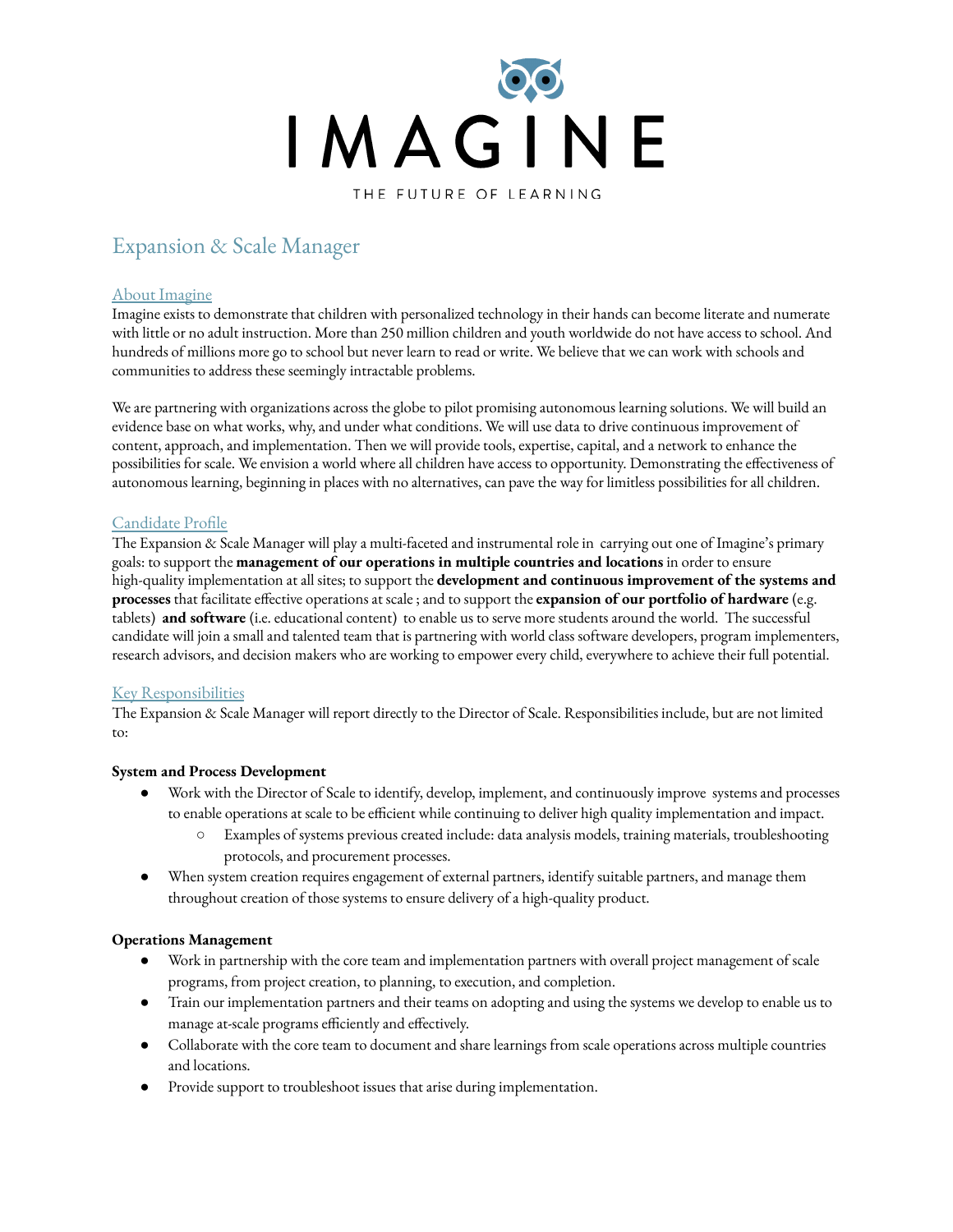# IMAGINE

THE FUTURE OF LEARNING

## Expansion & Scale Manager

### About Imagine

Imagine exists to demonstrate that children with personalized technology in their hands can become literate and numerate with little or no adult instruction. More than 250 million children and youth worldwide do not have access to school. And hundreds of millions more go to school but never learn to read or write. We believe that we can work with schools and communities to address these seemingly intractable problems.

We are partnering with organizations across the globe to pilot promising autonomous learning solutions. We will build an evidence base on what works, why, and under what conditions. We will use data to drive continuous improvement of content, approach, and implementation. Then we will provide tools, expertise, capital, and a network to enhance the possibilities for scale. We envision a world where all children have access to opportunity. Demonstrating the effectiveness of autonomous learning, beginning in places with no alternatives, can pave the way for limitless possibilities for all children.

### Candidate Profile

The Expansion & Scale Manager will play a multi-faceted and instrumental role in carrying out one of Imagine's primary goals: to support the **management of our operations in multiple countries and locations** in order to ensure high-quality implementation at all sites; to support the **development and continuous improvement of the systems and processes** that facilitate effective operations at scale ; and to support the **expansion of our portfolio of hardware** (e.g. tablets) **and software** (i.e. educational content) to enable us to serve more students around the world. The successful candidate will join a small and talented team that is partnering with world class software developers, program implementers, research advisors, and decision makers who are working to empower every child, everywhere to achieve their full potential.

### Key Responsibilities

The Expansion & Scale Manager will report directly to the Director of Scale. Responsibilities include, but are not limited to:

**System and Process Development**

- Work with the Director of Scale to identify, develop, implement, and continuously improve systems and processes to enable operations at scale to be efficient while continuing to deliver high quality implementation and impact.
  - Examples of systems previous created include: data analysis models, training materials, troubleshooting protocols, and procurement processes.
- When system creation requires engagement of external partners, identify suitable partners, and manage them throughout creation of those systems to ensure delivery of a high-quality product.

**Operations Management**

- Work in partnership with the core team and implementation partners with overall project management of scale programs, from project creation, to planning, to execution, and completion.
- Train our implementation partners and their teams on adopting and using the systems we develop to enable us to manage at-scale programs efficiently and effectively.
- Collaborate with the core team to document and share learnings from scale operations across multiple countries and locations.
- Provide support to troubleshoot issues that arise during implementation.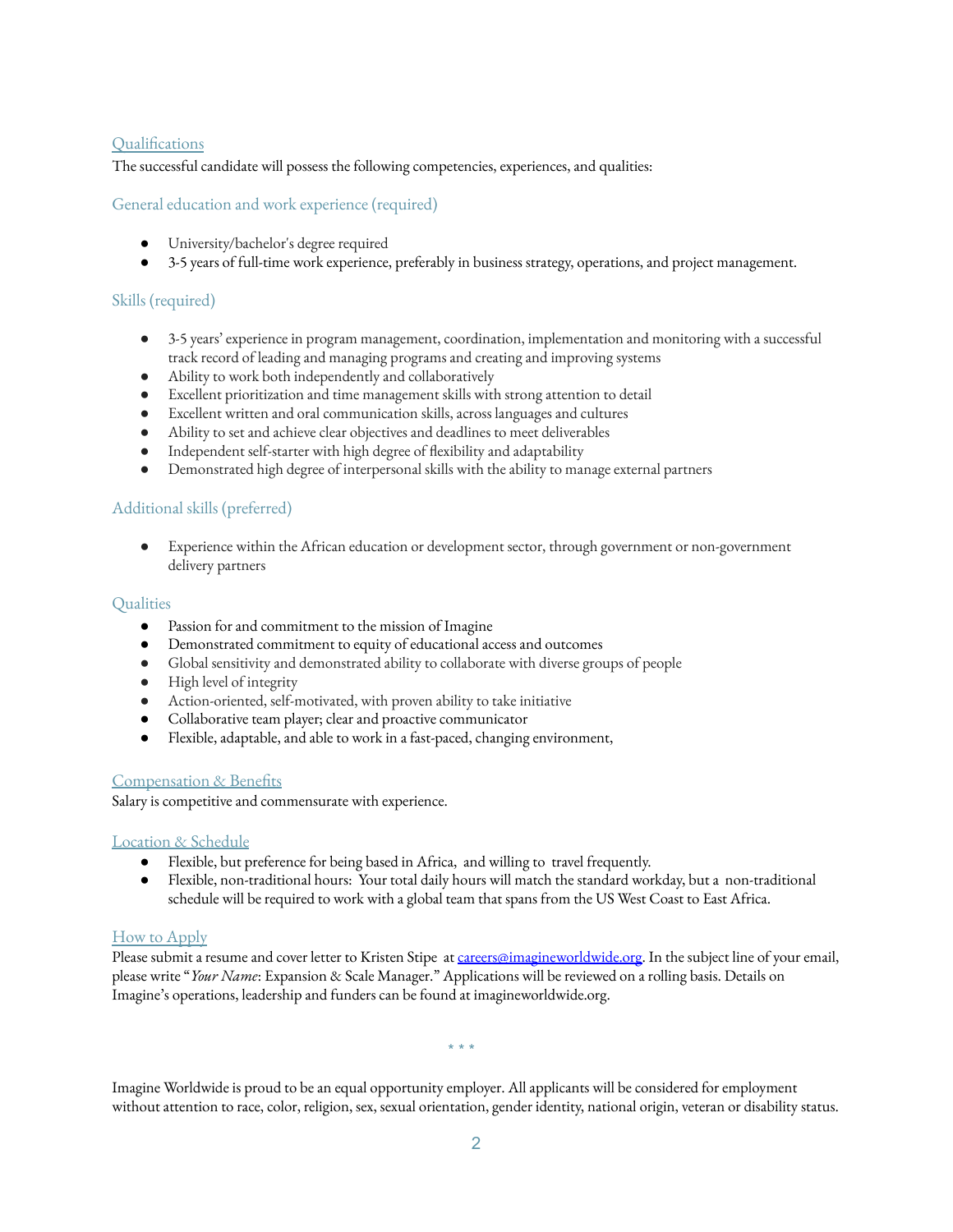## Qualifications

The successful candidate will possess the following competencies, experiences, and qualities:

### General education and work experience (required)

- University/bachelor's degree required
- 3-5 years of full-time work experience, preferably in business strategy, operations, and project management.

### Skills (required)

- 3-5 years' experience in program management, coordination, implementation and monitoring with a successful track record of leading and managing programs and creating and improving systems
- Ability to work both independently and collaboratively
- Excellent prioritization and time management skills with strong attention to detail
- Excellent written and oral communication skills, across languages and cultures
- Ability to set and achieve clear objectives and deadlines to meet deliverables
- Independent self-starter with high degree of flexibility and adaptability
- Demonstrated high degree of interpersonal skills with the ability to manage external partners

### Additional skills (preferred)

- Experience within the African education or development sector, through government or non-government delivery partners

### Qualities

- Passion for and commitment to the mission of Imagine
- Demonstrated commitment to equity of educational access and outcomes
- Global sensitivity and demonstrated ability to collaborate with diverse groups of people
- High level of integrity
- Action-oriented, self-motivated, with proven ability to take initiative
- Collaborative team player; clear and proactive communicator
- Flexible, adaptable, and able to work in a fast-paced, changing environment,

## Compensation & Benefits

Salary is competitive and commensurate with experience.

## Location & Schedule

- Flexible, but preference for being based in Africa, and willing to travel frequently.
- Flexible, non-traditional hours: Your total daily hours will match the standard workday, but a non-traditional schedule will be required to work with a global team that spans from the US West Coast to East Africa.

## How to Apply

Please submit a resume and cover letter to Kristen Stipe at careers@imagineworldwide.org. In the subject line of your email, please write "*Your Name*: Expansion & Scale Manager." Applications will be reviewed on a rolling basis. Details on Imagine's operations, leadership and funders can be found at imagineworldwide.org.

\* \* \*

Imagine Worldwide is proud to be an equal opportunity employer. All applicants will be considered for employment without attention to race, color, religion, sex, sexual orientation, gender identity, national origin, veteran or disability status.